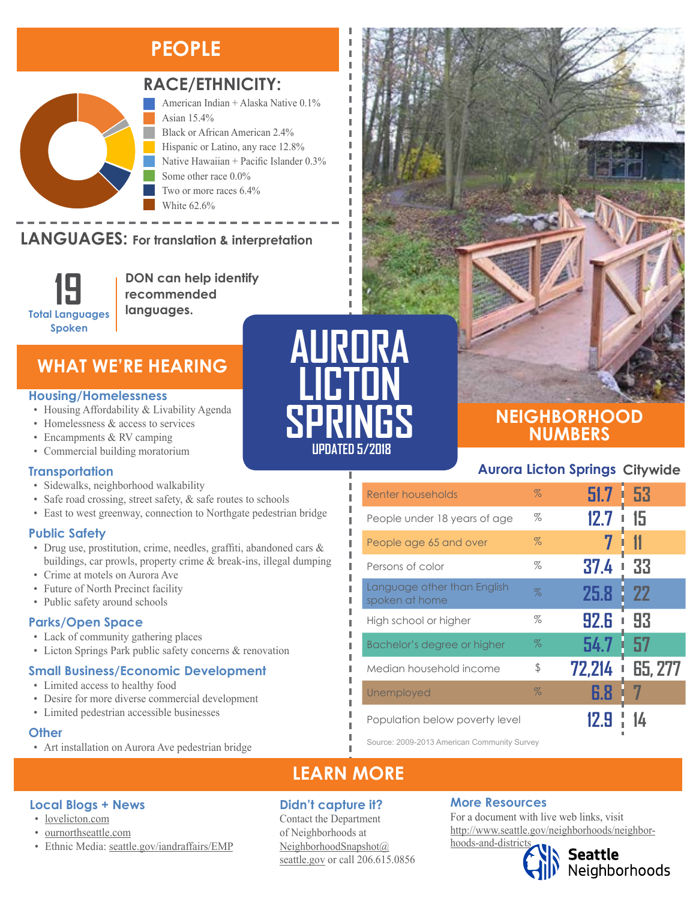# AURORA LICTON SPRINGS

UPDATED 5/2018

## PEOPLE

### RACE/ETHNICITY:

- American Indian + Alaska Native 0.1%
- Asian 15.4%
- Black or African American 2.4%
- Hispanic or Latino, any race 12.8%
- Native Hawaiian + Pacific Islander 0.3%
- Some other race 0.0%
- Two or more races 6.4%
- White 62.6%

### LANGUAGES: For translation & interpretation

**19** Total Languages Spoken

**DON can help identify recommended languages.**

## WHAT WE'RE HEARING

### Housing/Homelessness

- Housing Affordability & Livability Agenda
- Homelessness & access to services
- Encampments & RV camping
- Commercial building moratorium

### Transportation

- Sidewalks, neighborhood walkability
- Safe road crossing, street safety, & safe routes to schools
- East to west greenway, connection to Northgate pedestrian bridge

### Public Safety

- Drug use, prostitution, crime, needles, graffiti, abandoned cars & buildings, car prowls, property crime & break-ins, illegal dumping
- Crime at motels on Aurora Ave
- Future of North Precinct facility
- Public safety around schools

### Parks/Open Space

- Lack of community gathering places
- Licton Springs Park public safety concerns & renovation

### Small Business/Economic Development

- Limited access to healthy food
- Desire for more diverse commercial development
- Limited pedestrian accessible businesses

### Other

- Art installation on Aurora Ave pedestrian bridge

## NEIGHBORHOOD NUMBERS

| | | Aurora Licton Springs | Citywide |
|---|---|---|---|
| Renter households | % | 51.7 | 53 |
| People under 18 years of age | % | 12.7 | 15 |
| People age 65 and over | % | 7 | 11 |
| Persons of color | % | 37.4 | 33 |
| Language other than English spoken at home | % | 25.8 | 22 |
| High school or higher | % | 92.6 | 93 |
| Bachelor's degree or higher | % | 54.7 | 57 |
| Median household income | $ | 72,214 | 65, 277 |
| Unemployed | % | 6.8 | 7 |
| Population below poverty level | | 12.9 | 14 |

Source: 2009-2013 American Community Survey

## LEARN MORE

### Local Blogs + News

- lovelicton.com
- ournorthseattle.com
- Ethnic Media: seattle.gov/iandraffairs/EMP

### Didn't capture it?

Contact the Department of Neighborhoods at NeighborhoodSnapshot@seattle.gov or call 206.615.0856

### More Resources

For a document with live web links, visit http://www.seattle.gov/neighborhoods/neighborhoods-and-districts

Seattle Neighborhoods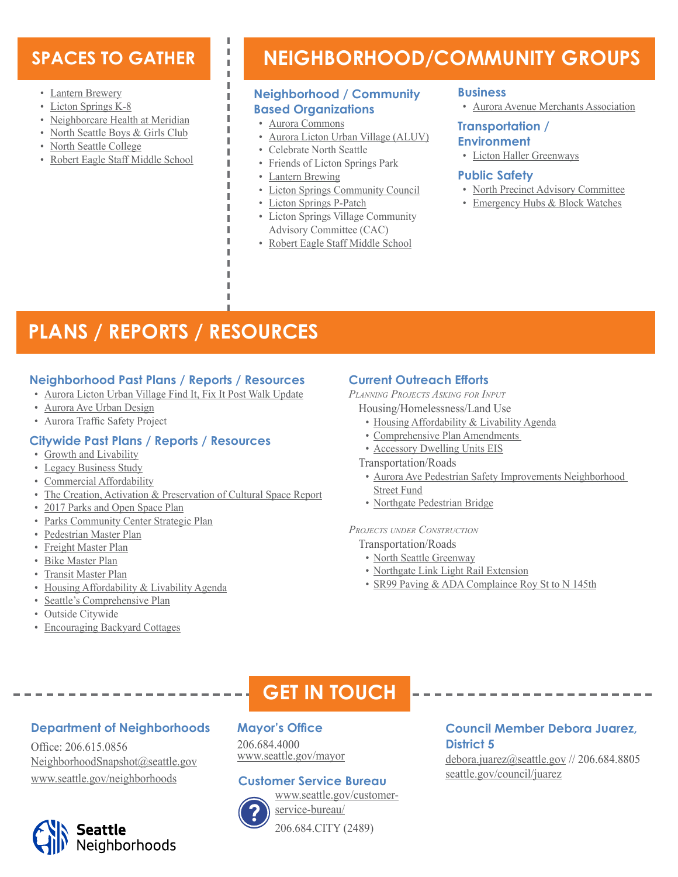## SPACES TO GATHER

- Lantern Brewery
- Licton Springs K-8
- Neighborcare Health at Meridian
- North Seattle Boys & Girls Club
- North Seattle College
- Robert Eagle Staff Middle School

## NEIGHBORHOOD/COMMUNITY GROUPS

### Neighborhood / Community Based Organizations

- Aurora Commons
- Aurora Licton Urban Village (ALUV)
- Celebrate North Seattle
- Friends of Licton Springs Park
- Lantern Brewing
- Licton Springs Community Council
- Licton Springs P-Patch
- Licton Springs Village Community Advisory Committee (CAC)
- Robert Eagle Staff Middle School

### Business

- Aurora Avenue Merchants Association

### Transportation / Environment

- Licton Haller Greenways

### Public Safety

- North Precinct Advisory Committee
- Emergency Hubs & Block Watches

## PLANS / REPORTS / RESOURCES

### Neighborhood Past Plans / Reports / Resources

- Aurora Licton Urban Village Find It, Fix It Post Walk Update
- Aurora Ave Urban Design
- Aurora Traffic Safety Project

### Citywide Past Plans / Reports / Resources

- Growth and Livability
- Legacy Business Study
- Commercial Affordability
- The Creation, Activation & Preservation of Cultural Space Report
- 2017 Parks and Open Space Plan
- Parks Community Center Strategic Plan
- Pedestrian Master Plan
- Freight Master Plan
- Bike Master Plan
- Transit Master Plan
- Housing Affordability & Livability Agenda
- Seattle's Comprehensive Plan
- Outside Citywide
- Encouraging Backyard Cottages

### Current Outreach Efforts

*Planning Projects Asking for Input*

Housing/Homelessness/Land Use

- Housing Affordability & Livability Agenda
- Comprehensive Plan Amendments
- Accessory Dwelling Units EIS

Transportation/Roads

- Aurora Ave Pedestrian Safety Improvements Neighborhood Street Fund
- Northgate Pedestrian Bridge

*Projects under Construction*

Transportation/Roads

- North Seattle Greenway
- Northgate Link Light Rail Extension
- SR99 Paving & ADA Complaince Roy St to N 145th

## GET IN TOUCH

### Department of Neighborhoods

Office: 206.615.0856
NeighborhoodSnapshot@seattle.gov
www.seattle.gov/neighborhoods

Seattle Neighborhoods

### Mayor's Office

206.684.4000
www.seattle.gov/mayor

### Customer Service Bureau

www.seattle.gov/customer-service-bureau/
206.684.CITY (2489)

### Council Member Debora Juarez, District 5

debora.juarez@seattle.gov // 206.684.8805
seattle.gov/council/juarez